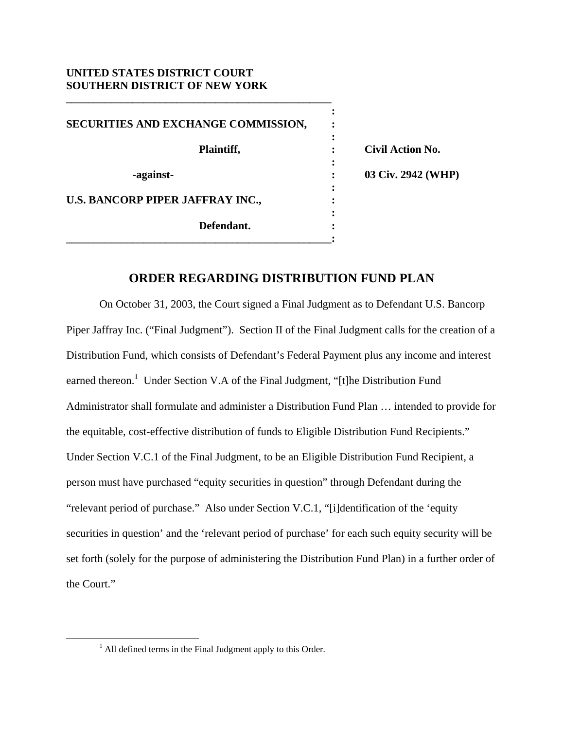**UNITED STATES DISTRICT COURT**
**SOUTHERN DISTRICT OF NEW YORK**

| | | |
|---|---|---|
| **SECURITIES AND EXCHANGE COMMISSION,** | : | |
| **Plaintiff,** | : | **Civil Action No.** |
| **-against-** | : | **03 Civ. 2942 (WHP)** |
| **U.S. BANCORP PIPER JAFFRAY INC.,** | : | |
| **Defendant.** | : | |

## ORDER REGARDING DISTRIBUTION FUND PLAN

On October 31, 2003, the Court signed a Final Judgment as to Defendant U.S. Bancorp Piper Jaffray Inc. ("Final Judgment"). Section II of the Final Judgment calls for the creation of a Distribution Fund, which consists of Defendant's Federal Payment plus any income and interest earned thereon.[1] Under Section V.A of the Final Judgment, "[t]he Distribution Fund Administrator shall formulate and administer a Distribution Fund Plan … intended to provide for the equitable, cost-effective distribution of funds to Eligible Distribution Fund Recipients." Under Section V.C.1 of the Final Judgment, to be an Eligible Distribution Fund Recipient, a person must have purchased "equity securities in question" through Defendant during the "relevant period of purchase." Also under Section V.C.1, "[i]dentification of the 'equity securities in question' and the 'relevant period of purchase' for each such equity security will be set forth (solely for the purpose of administering the Distribution Fund Plan) in a further order of the Court."

[1] All defined terms in the Final Judgment apply to this Order.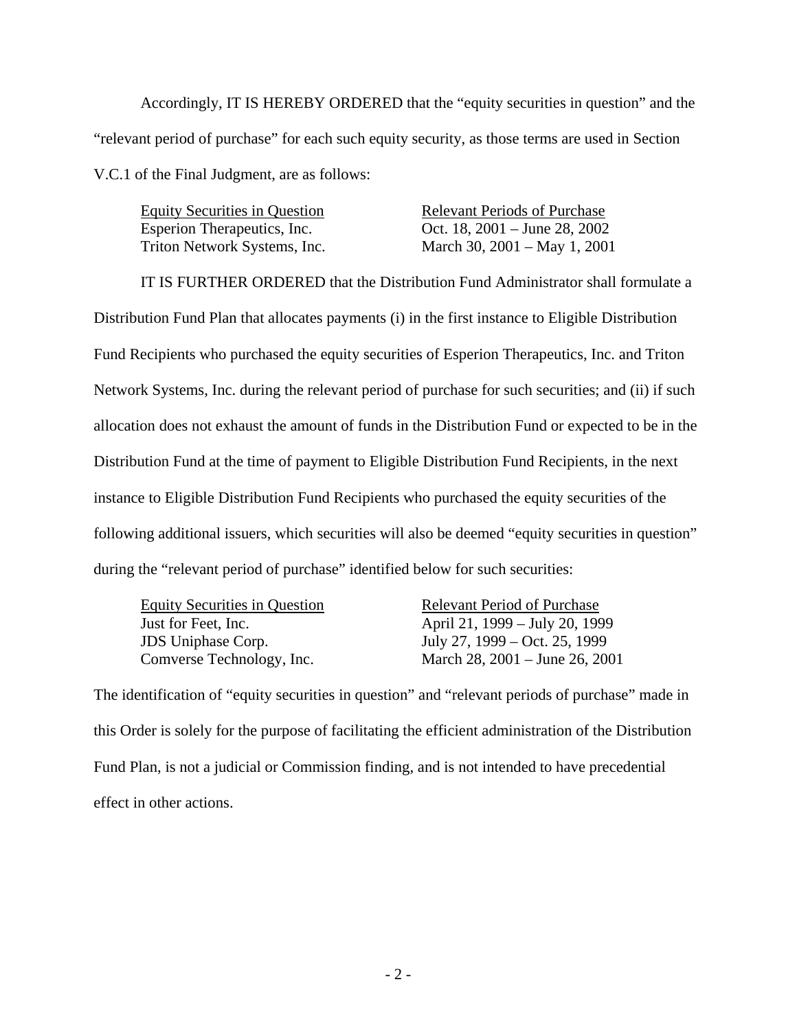Accordingly, IT IS HEREBY ORDERED that the "equity securities in question" and the "relevant period of purchase" for each such equity security, as those terms are used in Section V.C.1 of the Final Judgment, are as follows:

| Equity Securities in Question | Relevant Periods of Purchase |
|---|---|
| Esperion Therapeutics, Inc. | Oct. 18, 2001 – June 28, 2002 |
| Triton Network Systems, Inc. | March 30, 2001 – May 1, 2001 |

IT IS FURTHER ORDERED that the Distribution Fund Administrator shall formulate a Distribution Fund Plan that allocates payments (i) in the first instance to Eligible Distribution Fund Recipients who purchased the equity securities of Esperion Therapeutics, Inc. and Triton Network Systems, Inc. during the relevant period of purchase for such securities; and (ii) if such allocation does not exhaust the amount of funds in the Distribution Fund or expected to be in the Distribution Fund at the time of payment to Eligible Distribution Fund Recipients, in the next instance to Eligible Distribution Fund Recipients who purchased the equity securities of the following additional issuers, which securities will also be deemed "equity securities in question" during the "relevant period of purchase" identified below for such securities:

| Equity Securities in Question | Relevant Period of Purchase |
|---|---|
| Just for Feet, Inc. | April 21, 1999 – July 20, 1999 |
| JDS Uniphase Corp. | July 27, 1999 – Oct. 25, 1999 |
| Comverse Technology, Inc. | March 28, 2001 – June 26, 2001 |

The identification of "equity securities in question" and "relevant periods of purchase" made in this Order is solely for the purpose of facilitating the efficient administration of the Distribution Fund Plan, is not a judicial or Commission finding, and is not intended to have precedential effect in other actions.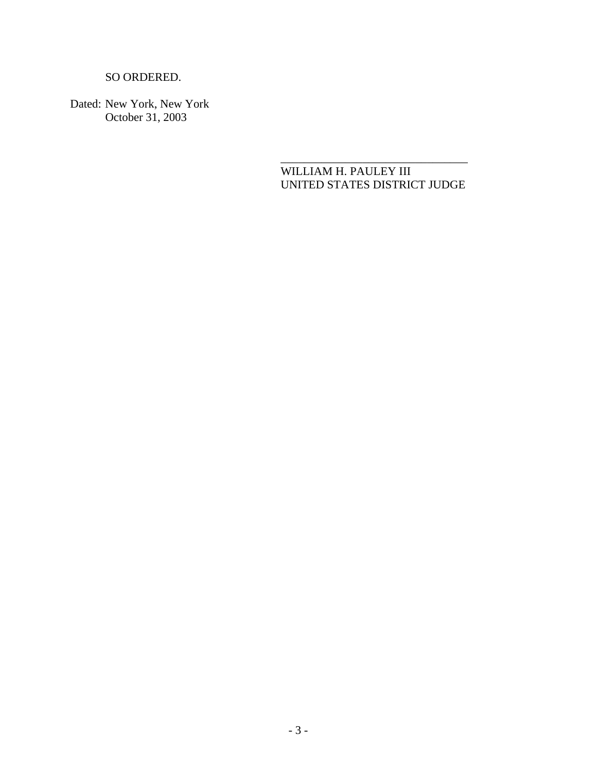SO ORDERED.

Dated: New York, New York
October 31, 2003

\_\_\_\_\_\_\_\_\_\_\_\_\_\_\_\_\_\_\_\_\_\_\_\_\_\_\_\_\_\_\_\_\_

WILLIAM H. PAULEY III
UNITED STATES DISTRICT JUDGE